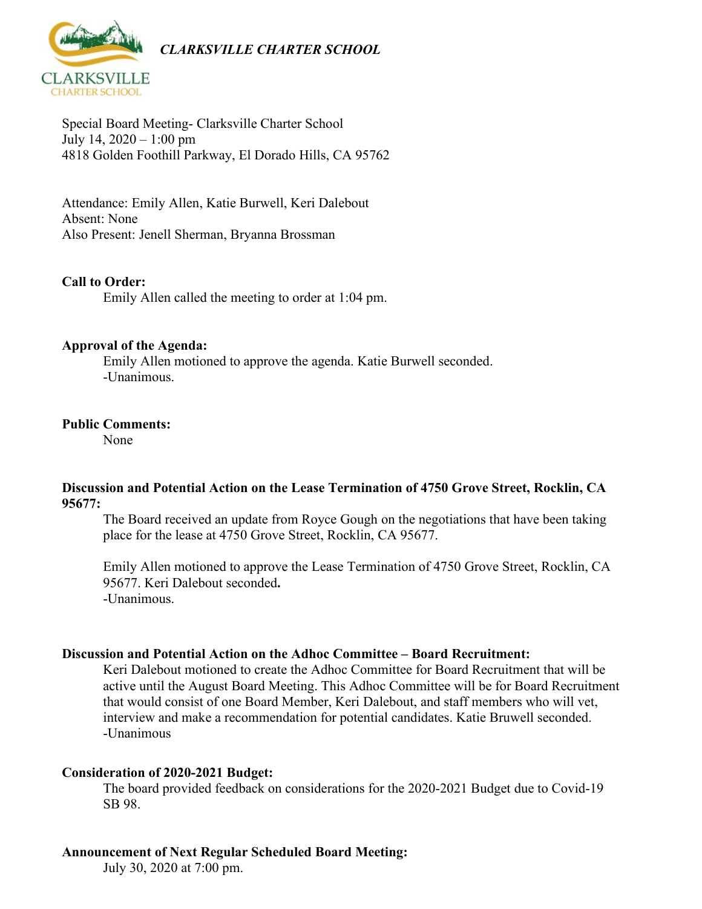*CLARKSVILLE CHARTER SCHOOL*

Special Board Meeting- Clarksville Charter School
July 14, 2020 – 1:00 pm
4818 Golden Foothill Parkway, El Dorado Hills, CA 95762

Attendance: Emily Allen, Katie Burwell, Keri Dalebout
Absent: None
Also Present: Jenell Sherman, Bryanna Brossman

**Call to Order:**

Emily Allen called the meeting to order at 1:04 pm.

**Approval of the Agenda:**

Emily Allen motioned to approve the agenda. Katie Burwell seconded.
-Unanimous.

**Public Comments:**

None

**Discussion and Potential Action on the Lease Termination of 4750 Grove Street, Rocklin, CA 95677:**

The Board received an update from Royce Gough on the negotiations that have been taking place for the lease at 4750 Grove Street, Rocklin, CA 95677.

Emily Allen motioned to approve the Lease Termination of 4750 Grove Street, Rocklin, CA 95677. Keri Dalebout seconded**.**
-Unanimous.

**Discussion and Potential Action on the Adhoc Committee – Board Recruitment:**

Keri Dalebout motioned to create the Adhoc Committee for Board Recruitment that will be active until the August Board Meeting. This Adhoc Committee will be for Board Recruitment that would consist of one Board Member, Keri Dalebout, and staff members who will vet, interview and make a recommendation for potential candidates. Katie Bruwell seconded.
-Unanimous

**Consideration of 2020-2021 Budget:**

The board provided feedback on considerations for the 2020-2021 Budget due to Covid-19 SB 98.

**Announcement of Next Regular Scheduled Board Meeting:**

July 30, 2020 at 7:00 pm.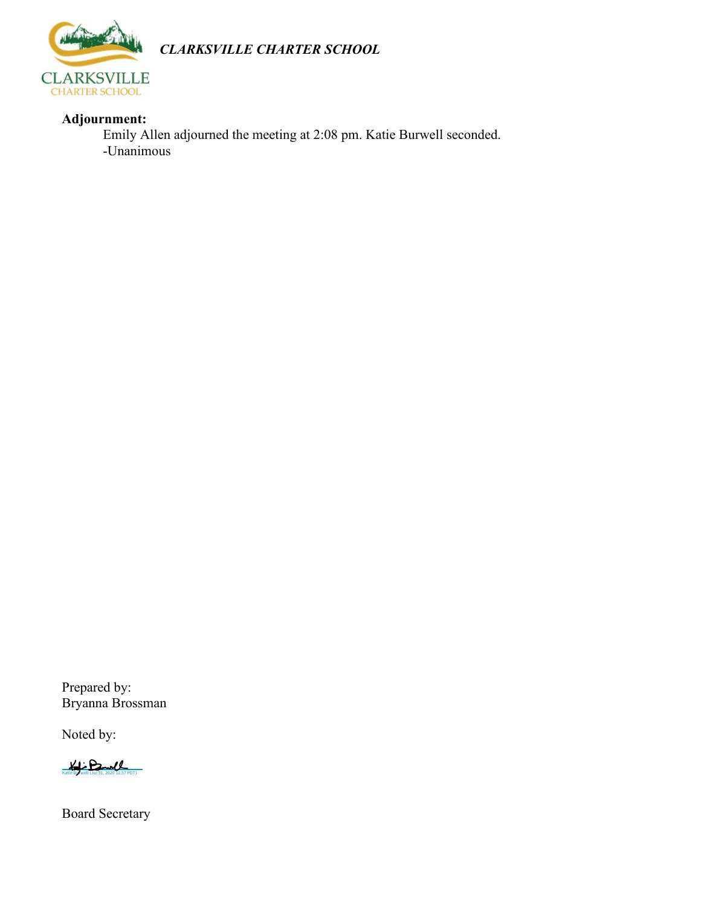*CLARKSVILLE CHARTER SCHOOL*

**Adjournment:**

Emily Allen adjourned the meeting at 2:08 pm. Katie Burwell seconded.
-Unanimous

Prepared by:
Bryanna Brossman

Noted by:

Katie Burwell (Jul 31, 2020 11:57 PDT)

Board Secretary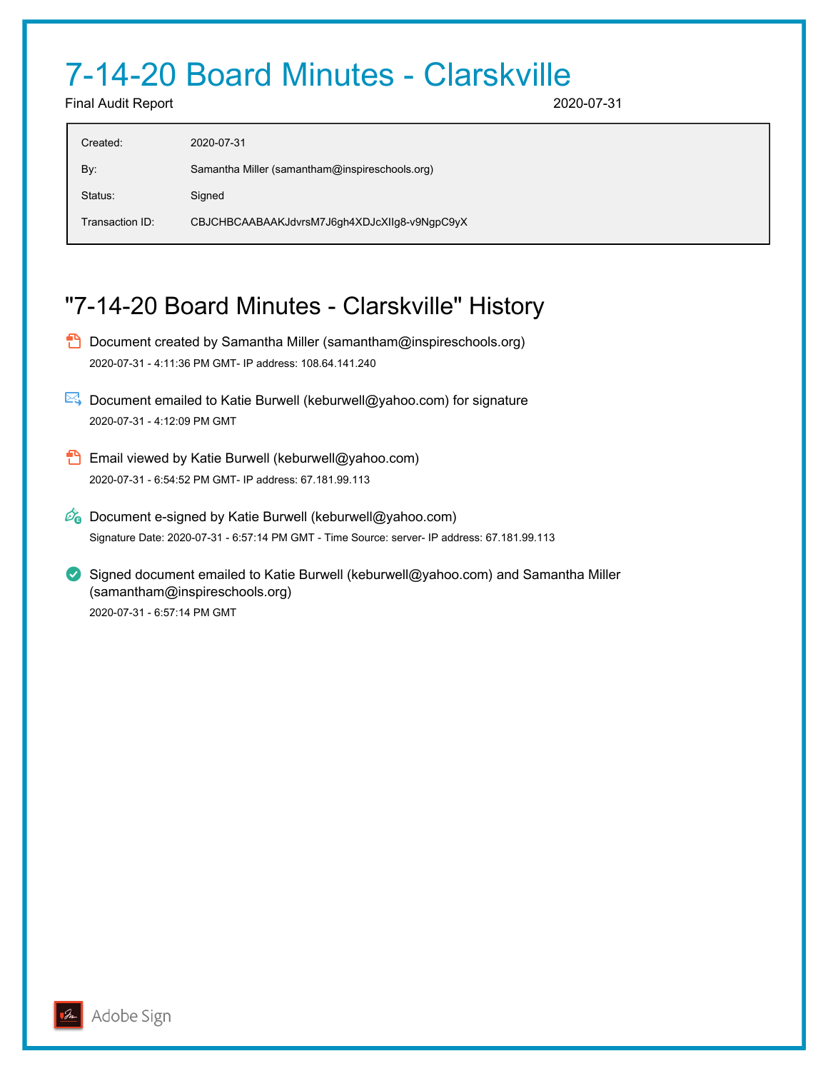# 7-14-20 Board Minutes - Clarskville

Final Audit Report 2020-07-31

| | |
|---|---|
| Created: | 2020-07-31 |
| By: | Samantha Miller (samantham@inspireschools.org) |
| Status: | Signed |
| Transaction ID: | CBJCHBCAABAAKJdvrsM7J6gh4XDJcXIlg8-v9NgpC9yX |

## "7-14-20 Board Minutes - Clarskville" History

- Document created by Samantha Miller (samantham@inspireschools.org)
  2020-07-31 - 4:11:36 PM GMT- IP address: 108.64.141.240

- Document emailed to Katie Burwell (keburwell@yahoo.com) for signature
  2020-07-31 - 4:12:09 PM GMT

- Email viewed by Katie Burwell (keburwell@yahoo.com)
  2020-07-31 - 6:54:52 PM GMT- IP address: 67.181.99.113

- Document e-signed by Katie Burwell (keburwell@yahoo.com)
  Signature Date: 2020-07-31 - 6:57:14 PM GMT - Time Source: server- IP address: 67.181.99.113

- Signed document emailed to Katie Burwell (keburwell@yahoo.com) and Samantha Miller (samantham@inspireschools.org)
  2020-07-31 - 6:57:14 PM GMT

Adobe Sign